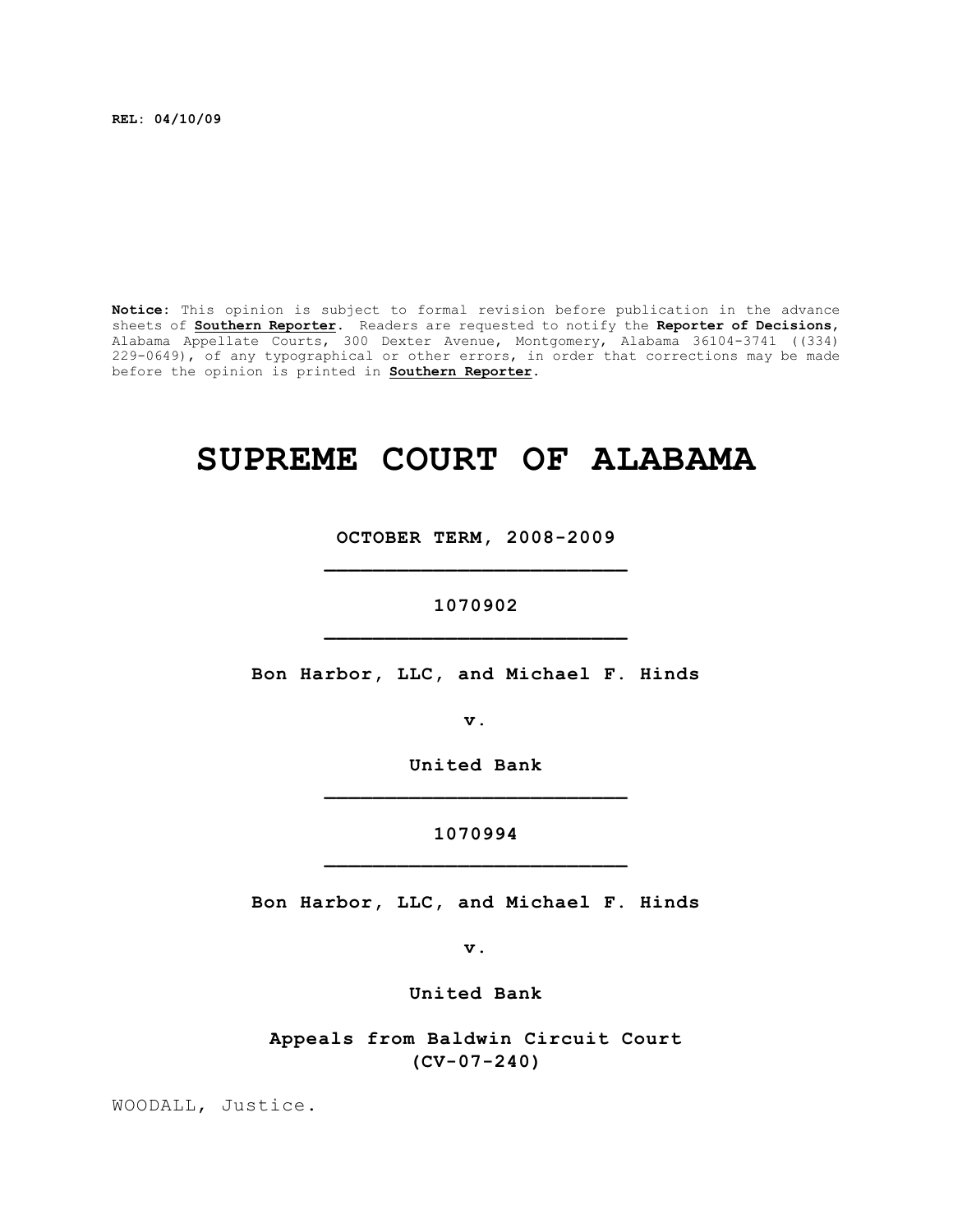**REL: 04/10/09**

**Notice:** This opinion is subject to formal revision before publication in the advance sheets of **Southern Reporter**. Readers are requested to notify the **Reporter of Decisions**, Alabama Appellate Courts, 300 Dexter Avenue, Montgomery, Alabama 36104-3741 ((334) 229-0649), of any typographical or other errors, in order that corrections may be made before the opinion is printed in **Southern Reporter**.

# SUPREME COURT OF ALABAMA

**OCTOBER TERM, 2008-2009**

_________________________

**1070902**

_________________________

**Bon Harbor, LLC, and Michael F. Hinds**

**v.**

**United Bank**

_________________________

**1070994**

_________________________

**Bon Harbor, LLC, and Michael F. Hinds**

**v.**

**United Bank**

**Appeals from Baldwin Circuit Court**
**(CV-07-240)**

WOODALL, Justice.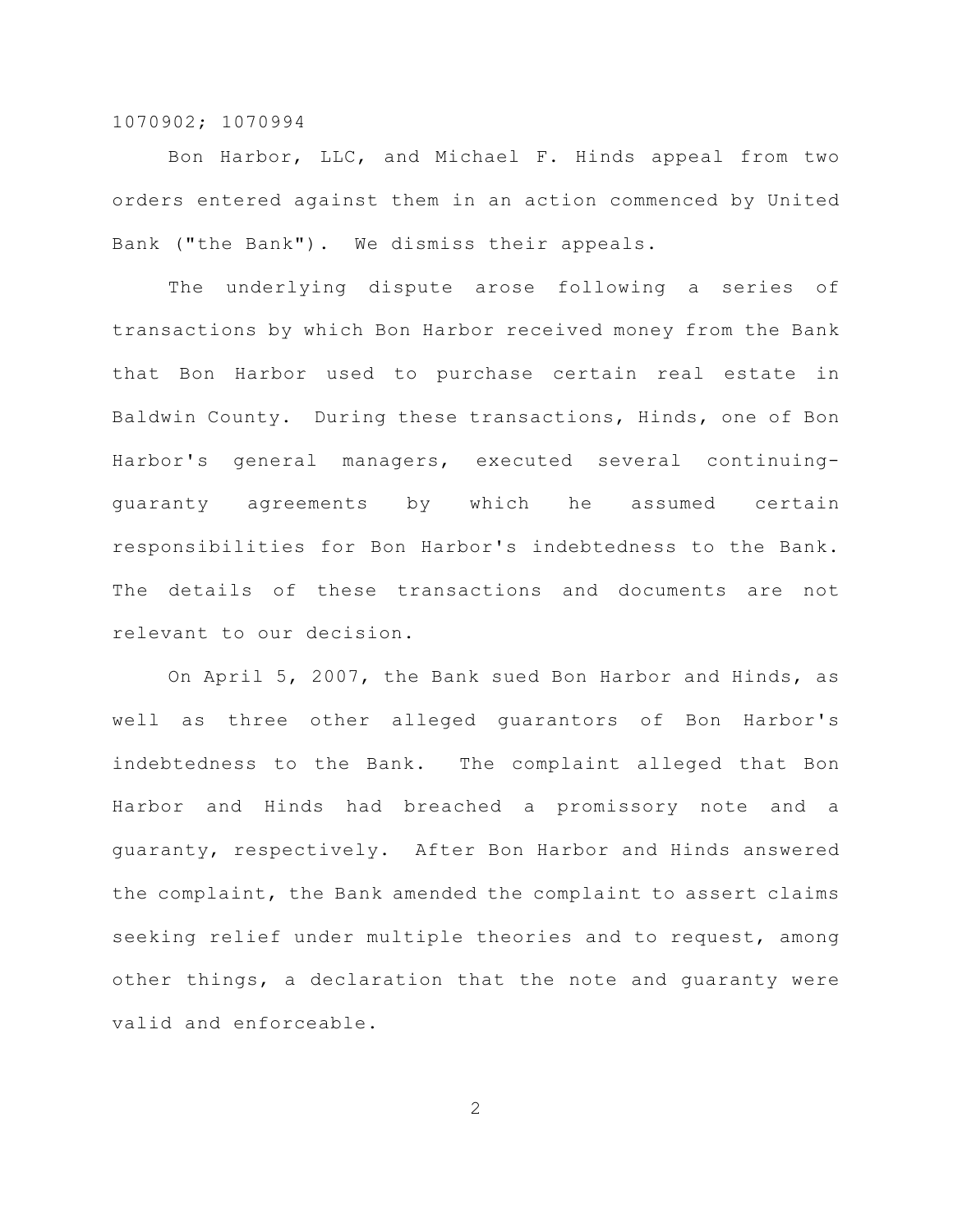1070902; 1070994

Bon Harbor, LLC, and Michael F. Hinds appeal from two orders entered against them in an action commenced by United Bank ("the Bank"). We dismiss their appeals.

The underlying dispute arose following a series of transactions by which Bon Harbor received money from the Bank that Bon Harbor used to purchase certain real estate in Baldwin County. During these transactions, Hinds, one of Bon Harbor's general managers, executed several continuing-guaranty agreements by which he assumed certain responsibilities for Bon Harbor's indebtedness to the Bank. The details of these transactions and documents are not relevant to our decision.

On April 5, 2007, the Bank sued Bon Harbor and Hinds, as well as three other alleged guarantors of Bon Harbor's indebtedness to the Bank. The complaint alleged that Bon Harbor and Hinds had breached a promissory note and a guaranty, respectively. After Bon Harbor and Hinds answered the complaint, the Bank amended the complaint to assert claims seeking relief under multiple theories and to request, among other things, a declaration that the note and guaranty were valid and enforceable.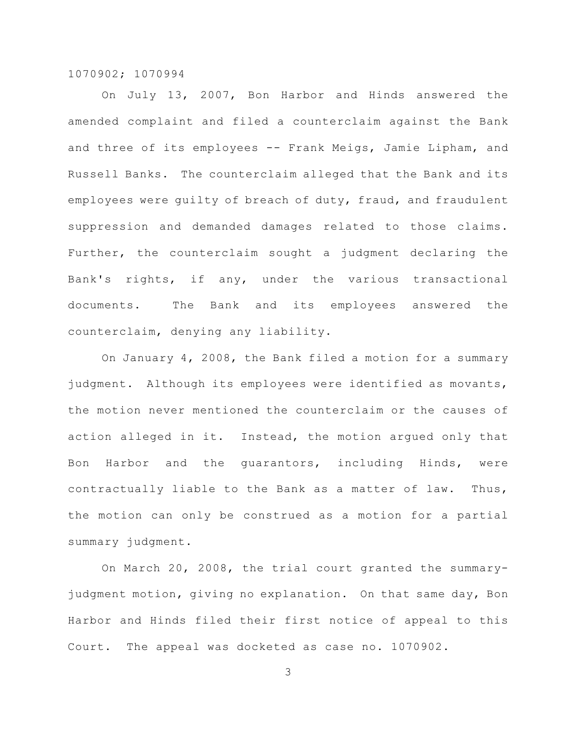On July 13, 2007, Bon Harbor and Hinds answered the amended complaint and filed a counterclaim against the Bank and three of its employees -- Frank Meigs, Jamie Lipham, and Russell Banks. The counterclaim alleged that the Bank and its employees were guilty of breach of duty, fraud, and fraudulent suppression and demanded damages related to those claims. Further, the counterclaim sought a judgment declaring the Bank's rights, if any, under the various transactional documents. The Bank and its employees answered the counterclaim, denying any liability.

On January 4, 2008, the Bank filed a motion for a summary judgment. Although its employees were identified as movants, the motion never mentioned the counterclaim or the causes of action alleged in it. Instead, the motion argued only that Bon Harbor and the guarantors, including Hinds, were contractually liable to the Bank as a matter of law. Thus, the motion can only be construed as a motion for a partial summary judgment.

On March 20, 2008, the trial court granted the summary-judgment motion, giving no explanation. On that same day, Bon Harbor and Hinds filed their first notice of appeal to this Court. The appeal was docketed as case no. 1070902.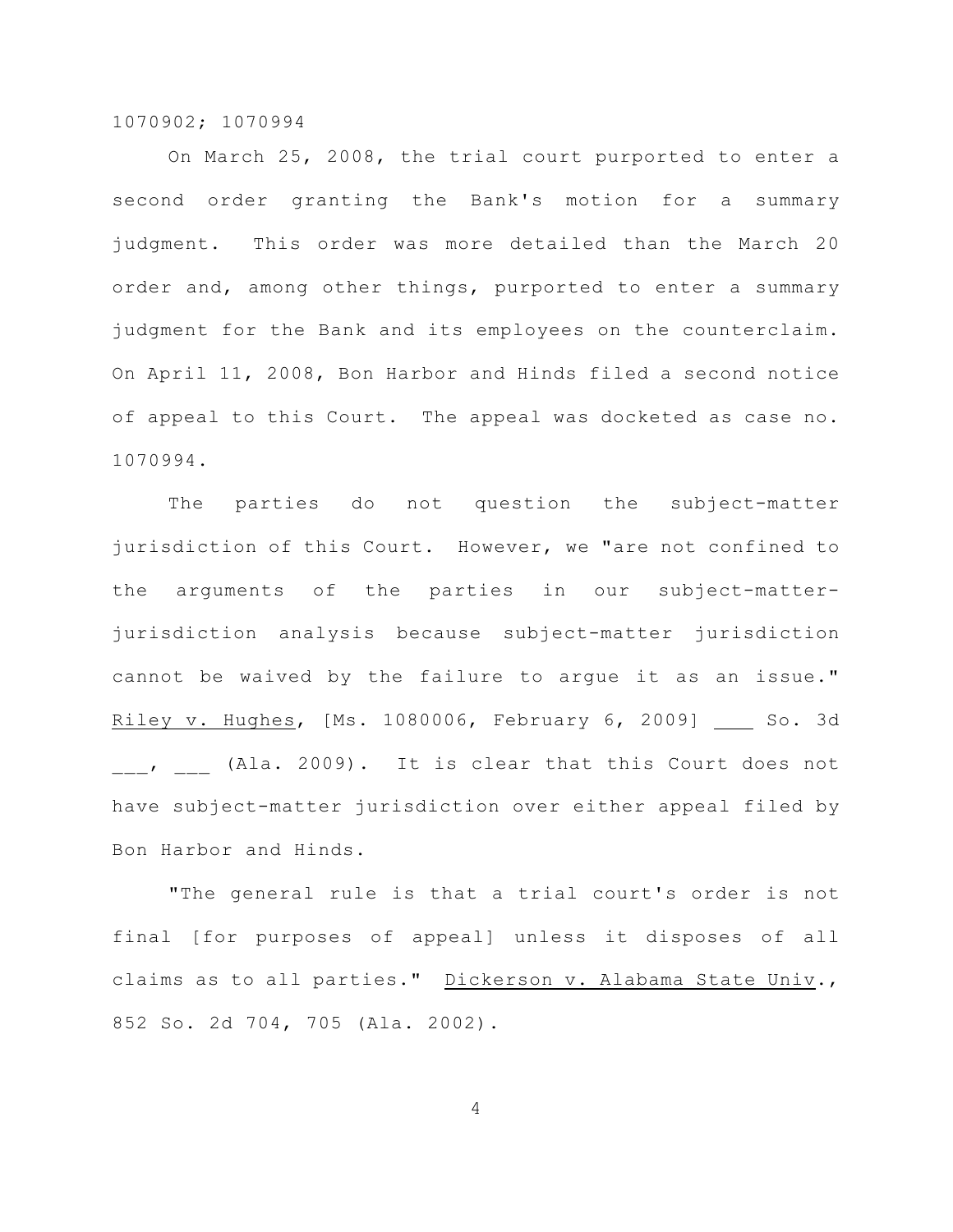On March 25, 2008, the trial court purported to enter a second order granting the Bank's motion for a summary judgment. This order was more detailed than the March 20 order and, among other things, purported to enter a summary judgment for the Bank and its employees on the counterclaim. On April 11, 2008, Bon Harbor and Hinds filed a second notice of appeal to this Court. The appeal was docketed as case no. 1070994.

The parties do not question the subject-matter jurisdiction of this Court. However, we "are not confined to the arguments of the parties in our subject-matter-jurisdiction analysis because subject-matter jurisdiction cannot be waived by the failure to argue it as an issue." Riley v. Hughes, [Ms. 1080006, February 6, 2009] ___ So. 3d ___, ___ (Ala. 2009). It is clear that this Court does not have subject-matter jurisdiction over either appeal filed by Bon Harbor and Hinds.

"The general rule is that a trial court's order is not final [for purposes of appeal] unless it disposes of all claims as to all parties." Dickerson v. Alabama State Univ., 852 So. 2d 704, 705 (Ala. 2002).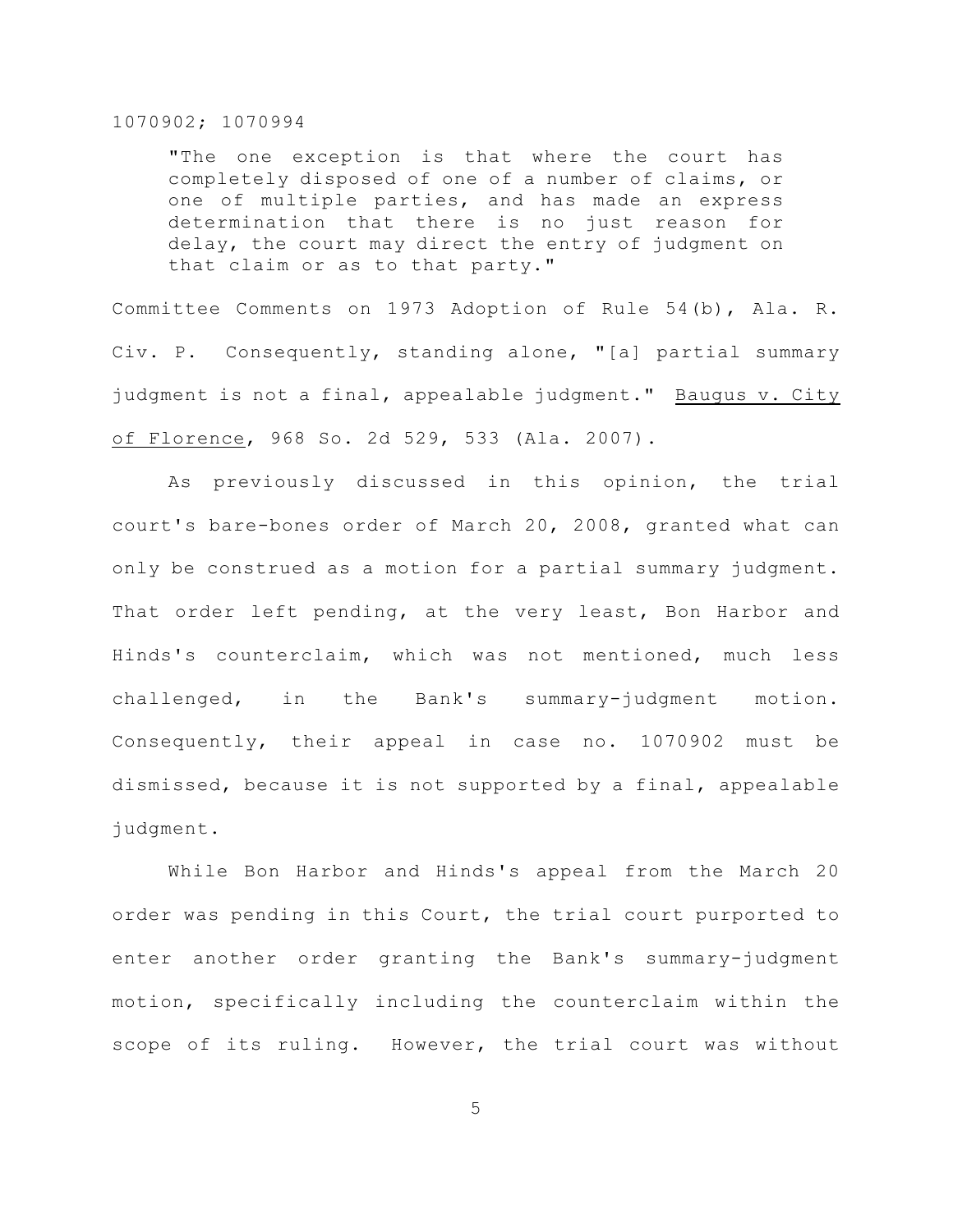> "The one exception is that where the court has completely disposed of one of a number of claims, or one of multiple parties, and has made an express determination that there is no just reason for delay, the court may direct the entry of judgment on that claim or as to that party."

Committee Comments on 1973 Adoption of Rule 54(b), Ala. R. Civ. P. Consequently, standing alone, "[a] partial summary judgment is not a final, appealable judgment." Baugus v. City of Florence, 968 So. 2d 529, 533 (Ala. 2007).

As previously discussed in this opinion, the trial court's bare-bones order of March 20, 2008, granted what can only be construed as a motion for a partial summary judgment. That order left pending, at the very least, Bon Harbor and Hinds's counterclaim, which was not mentioned, much less challenged, in the Bank's summary-judgment motion. Consequently, their appeal in case no. 1070902 must be dismissed, because it is not supported by a final, appealable judgment.

While Bon Harbor and Hinds's appeal from the March 20 order was pending in this Court, the trial court purported to enter another order granting the Bank's summary-judgment motion, specifically including the counterclaim within the scope of its ruling. However, the trial court was without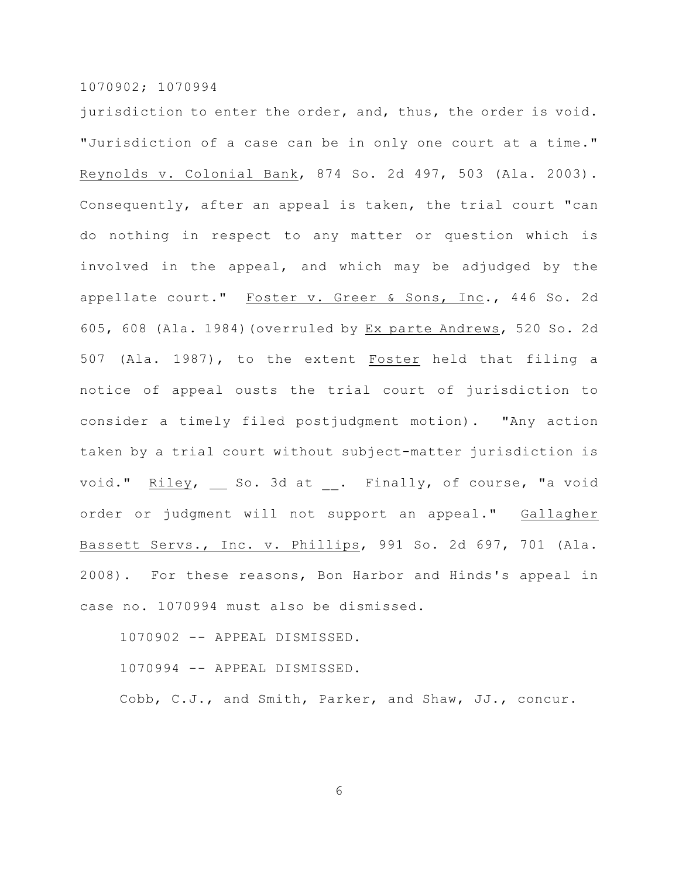jurisdiction to enter the order, and, thus, the order is void. "Jurisdiction of a case can be in only one court at a time." Reynolds v. Colonial Bank, 874 So. 2d 497, 503 (Ala. 2003). Consequently, after an appeal is taken, the trial court "can do nothing in respect to any matter or question which is involved in the appeal, and which may be adjudged by the appellate court." Foster v. Greer & Sons, Inc., 446 So. 2d 605, 608 (Ala. 1984)(overruled by Ex parte Andrews, 520 So. 2d 507 (Ala. 1987), to the extent Foster held that filing a notice of appeal ousts the trial court of jurisdiction to consider a timely filed postjudgment motion). "Any action taken by a trial court without subject-matter jurisdiction is void." Riley, __ So. 3d at __. Finally, of course, "a void order or judgment will not support an appeal." Gallagher Bassett Servs., Inc. v. Phillips, 991 So. 2d 697, 701 (Ala. 2008). For these reasons, Bon Harbor and Hinds's appeal in case no. 1070994 must also be dismissed.

1070902 -- APPEAL DISMISSED.

1070994 -- APPEAL DISMISSED.

Cobb, C.J., and Smith, Parker, and Shaw, JJ., concur.